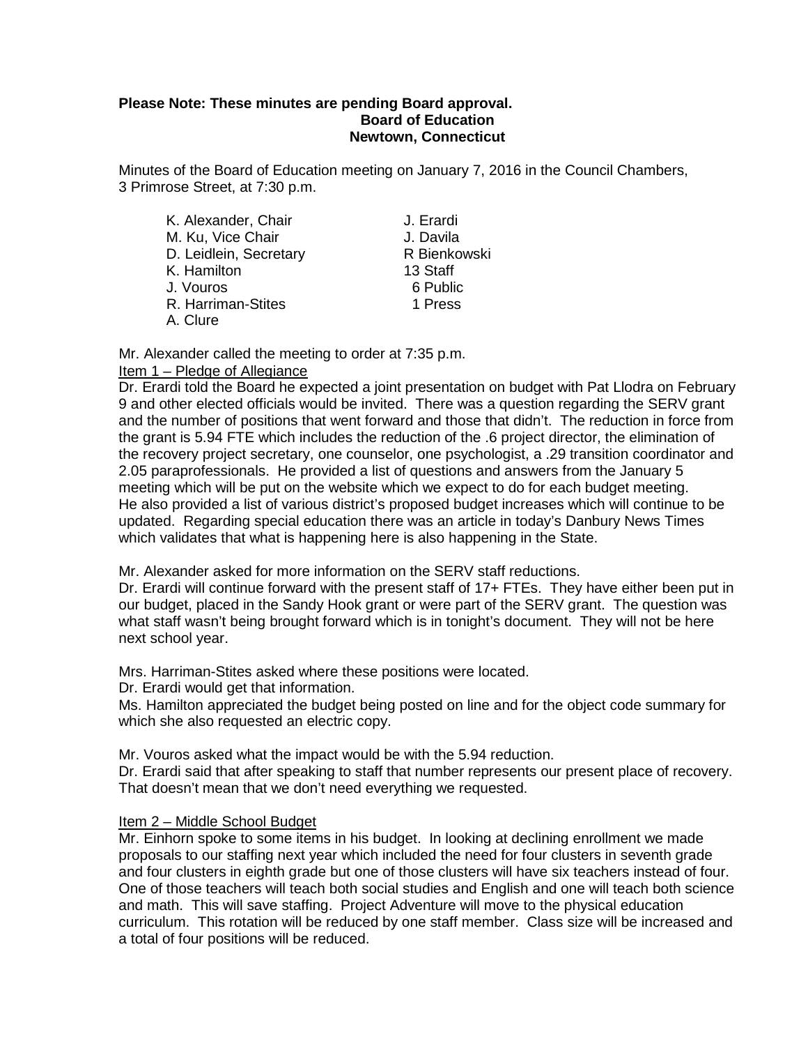**Please Note: These minutes are pending Board approval.**

**Board of Education**
**Newtown, Connecticut**

Minutes of the Board of Education meeting on January 7, 2016 in the Council Chambers, 3 Primrose Street, at 7:30 p.m.

| | |
|---|---|
| K. Alexander, Chair | J. Erardi |
| M. Ku, Vice Chair | J. Davila |
| D. Leidlein, Secretary | R Bienkowski |
| K. Hamilton | 13 Staff |
| J. Vouros | 6 Public |
| R. Harriman-Stites | 1 Press |
| A. Clure | |

Mr. Alexander called the meeting to order at 7:35 p.m.

Item 1 – Pledge of Allegiance

Dr. Erardi told the Board he expected a joint presentation on budget with Pat Llodra on February 9 and other elected officials would be invited. There was a question regarding the SERV grant and the number of positions that went forward and those that didn't. The reduction in force from the grant is 5.94 FTE which includes the reduction of the .6 project director, the elimination of the recovery project secretary, one counselor, one psychologist, a .29 transition coordinator and 2.05 paraprofessionals. He provided a list of questions and answers from the January 5 meeting which will be put on the website which we expect to do for each budget meeting. He also provided a list of various district's proposed budget increases which will continue to be updated. Regarding special education there was an article in today's Danbury News Times which validates that what is happening here is also happening in the State.

Mr. Alexander asked for more information on the SERV staff reductions.

Dr. Erardi will continue forward with the present staff of 17+ FTEs. They have either been put in our budget, placed in the Sandy Hook grant or were part of the SERV grant. The question was what staff wasn't being brought forward which is in tonight's document. They will not be here next school year.

Mrs. Harriman-Stites asked where these positions were located.

Dr. Erardi would get that information.

Ms. Hamilton appreciated the budget being posted on line and for the object code summary for which she also requested an electric copy.

Mr. Vouros asked what the impact would be with the 5.94 reduction.

Dr. Erardi said that after speaking to staff that number represents our present place of recovery. That doesn't mean that we don't need everything we requested.

Item 2 – Middle School Budget

Mr. Einhorn spoke to some items in his budget. In looking at declining enrollment we made proposals to our staffing next year which included the need for four clusters in seventh grade and four clusters in eighth grade but one of those clusters will have six teachers instead of four. One of those teachers will teach both social studies and English and one will teach both science and math. This will save staffing. Project Adventure will move to the physical education curriculum. This rotation will be reduced by one staff member. Class size will be increased and a total of four positions will be reduced.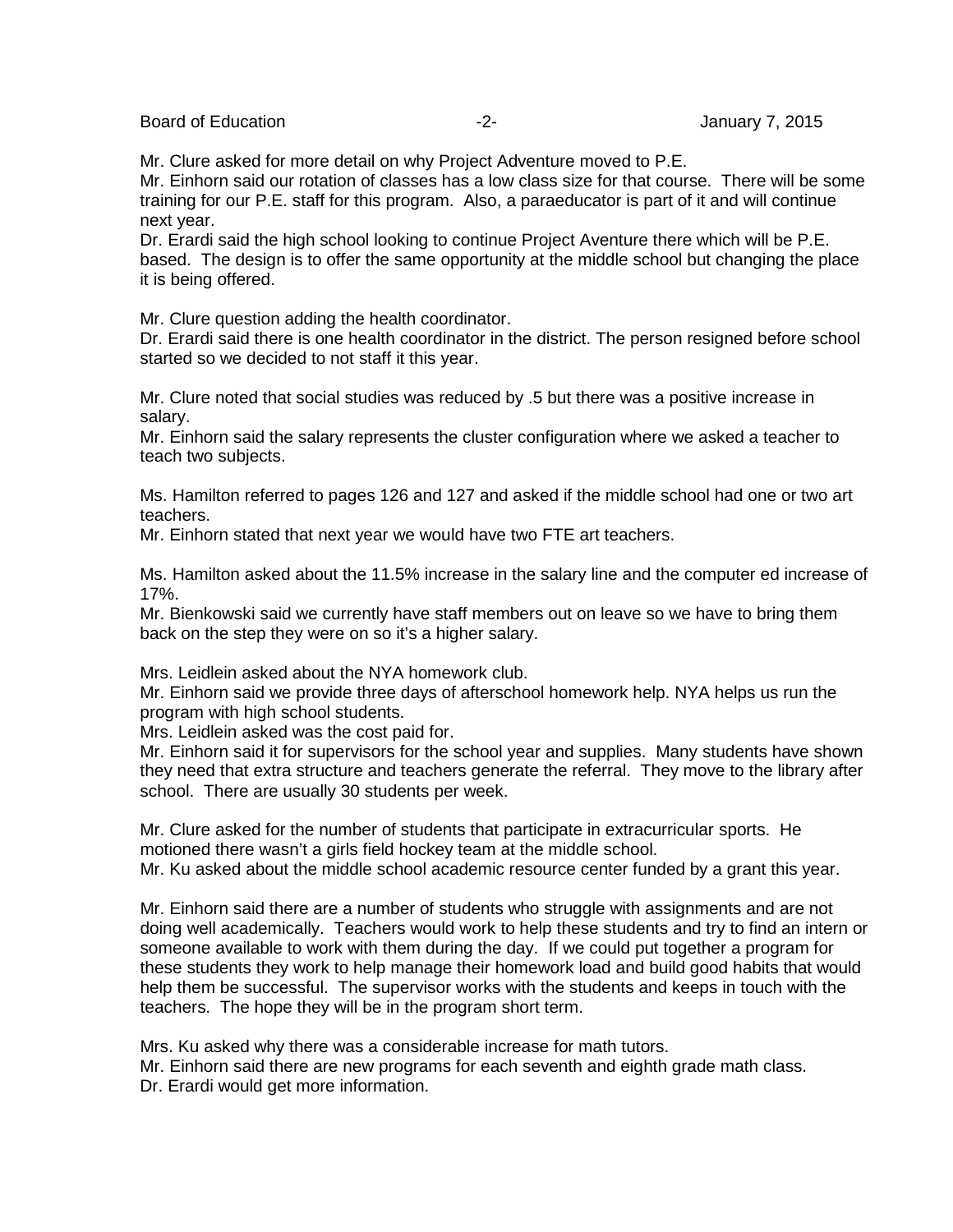Mr. Clure asked for more detail on why Project Adventure moved to P.E.
Mr. Einhorn said our rotation of classes has a low class size for that course. There will be some training for our P.E. staff for this program. Also, a paraeducator is part of it and will continue next year.
Dr. Erardi said the high school looking to continue Project Aventure there which will be P.E. based. The design is to offer the same opportunity at the middle school but changing the place it is being offered.

Mr. Clure question adding the health coordinator.
Dr. Erardi said there is one health coordinator in the district. The person resigned before school started so we decided to not staff it this year.

Mr. Clure noted that social studies was reduced by .5 but there was a positive increase in salary.
Mr. Einhorn said the salary represents the cluster configuration where we asked a teacher to teach two subjects.

Ms. Hamilton referred to pages 126 and 127 and asked if the middle school had one or two art teachers.
Mr. Einhorn stated that next year we would have two FTE art teachers.

Ms. Hamilton asked about the 11.5% increase in the salary line and the computer ed increase of 17%.
Mr. Bienkowski said we currently have staff members out on leave so we have to bring them back on the step they were on so it's a higher salary.

Mrs. Leidlein asked about the NYA homework club.
Mr. Einhorn said we provide three days of afterschool homework help. NYA helps us run the program with high school students.
Mrs. Leidlein asked was the cost paid for.
Mr. Einhorn said it for supervisors for the school year and supplies. Many students have shown they need that extra structure and teachers generate the referral. They move to the library after school. There are usually 30 students per week.

Mr. Clure asked for the number of students that participate in extracurricular sports. He motioned there wasn't a girls field hockey team at the middle school.
Mr. Ku asked about the middle school academic resource center funded by a grant this year.

Mr. Einhorn said there are a number of students who struggle with assignments and are not doing well academically. Teachers would work to help these students and try to find an intern or someone available to work with them during the day. If we could put together a program for these students they work to help manage their homework load and build good habits that would help them be successful. The supervisor works with the students and keeps in touch with the teachers. The hope they will be in the program short term.

Mrs. Ku asked why there was a considerable increase for math tutors.
Mr. Einhorn said there are new programs for each seventh and eighth grade math class.
Dr. Erardi would get more information.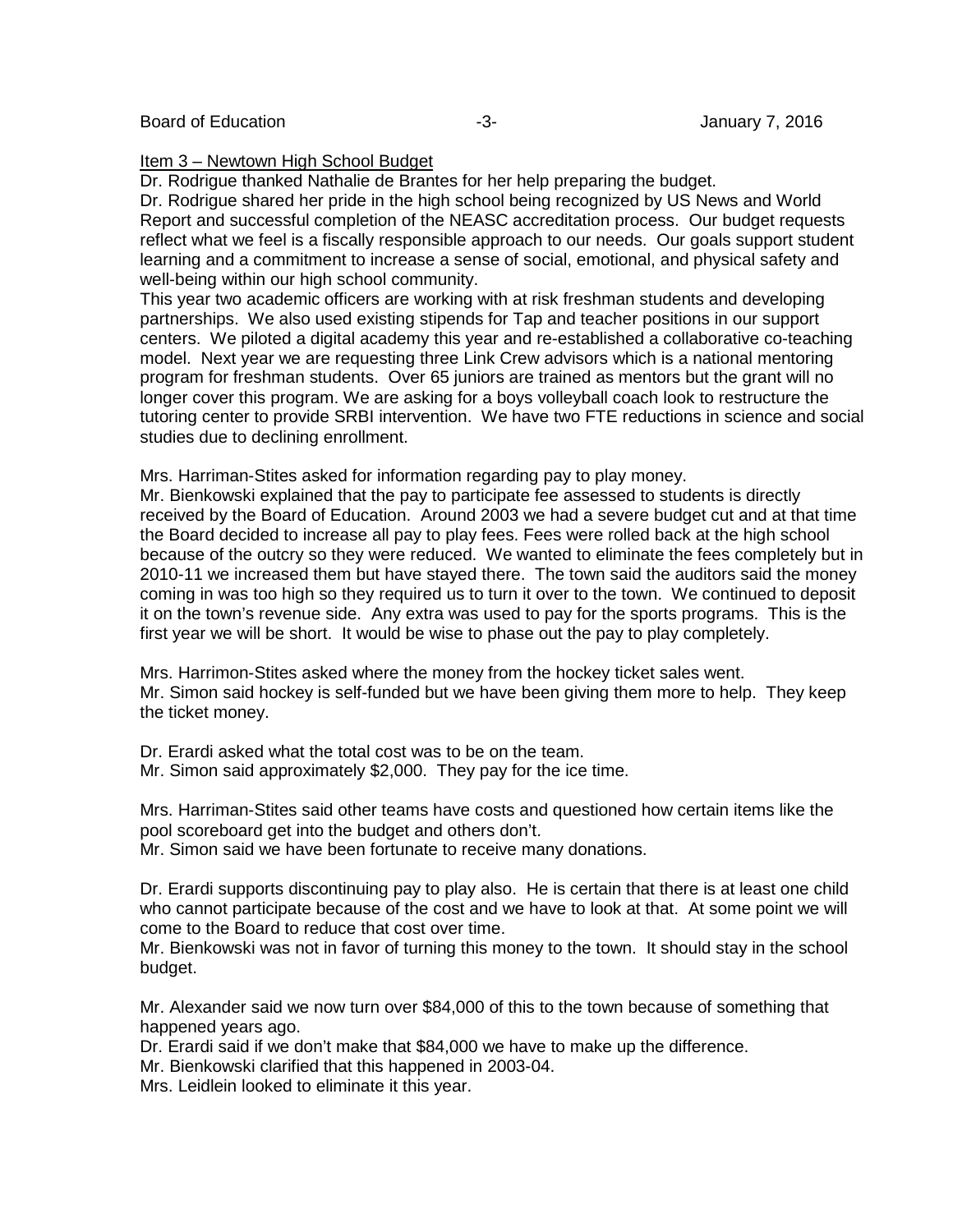Item 3 – Newtown High School Budget

Dr. Rodrigue thanked Nathalie de Brantes for her help preparing the budget.

Dr. Rodrigue shared her pride in the high school being recognized by US News and World Report and successful completion of the NEASC accreditation process. Our budget requests reflect what we feel is a fiscally responsible approach to our needs. Our goals support student learning and a commitment to increase a sense of social, emotional, and physical safety and well-being within our high school community.

This year two academic officers are working with at risk freshman students and developing partnerships. We also used existing stipends for Tap and teacher positions in our support centers. We piloted a digital academy this year and re-established a collaborative co-teaching model. Next year we are requesting three Link Crew advisors which is a national mentoring program for freshman students. Over 65 juniors are trained as mentors but the grant will no longer cover this program. We are asking for a boys volleyball coach look to restructure the tutoring center to provide SRBI intervention. We have two FTE reductions in science and social studies due to declining enrollment.

Mrs. Harriman-Stites asked for information regarding pay to play money.

Mr. Bienkowski explained that the pay to participate fee assessed to students is directly received by the Board of Education. Around 2003 we had a severe budget cut and at that time the Board decided to increase all pay to play fees. Fees were rolled back at the high school because of the outcry so they were reduced. We wanted to eliminate the fees completely but in 2010-11 we increased them but have stayed there. The town said the auditors said the money coming in was too high so they required us to turn it over to the town. We continued to deposit it on the town's revenue side. Any extra was used to pay for the sports programs. This is the first year we will be short. It would be wise to phase out the pay to play completely.

Mrs. Harrimon-Stites asked where the money from the hockey ticket sales went.

Mr. Simon said hockey is self-funded but we have been giving them more to help. They keep the ticket money.

Dr. Erardi asked what the total cost was to be on the team.

Mr. Simon said approximately $2,000. They pay for the ice time.

Mrs. Harriman-Stites said other teams have costs and questioned how certain items like the pool scoreboard get into the budget and others don't.

Mr. Simon said we have been fortunate to receive many donations.

Dr. Erardi supports discontinuing pay to play also. He is certain that there is at least one child who cannot participate because of the cost and we have to look at that. At some point we will come to the Board to reduce that cost over time.

Mr. Bienkowski was not in favor of turning this money to the town. It should stay in the school budget.

Mr. Alexander said we now turn over $84,000 of this to the town because of something that happened years ago.

Dr. Erardi said if we don't make that $84,000 we have to make up the difference.

Mr. Bienkowski clarified that this happened in 2003-04.

Mrs. Leidlein looked to eliminate it this year.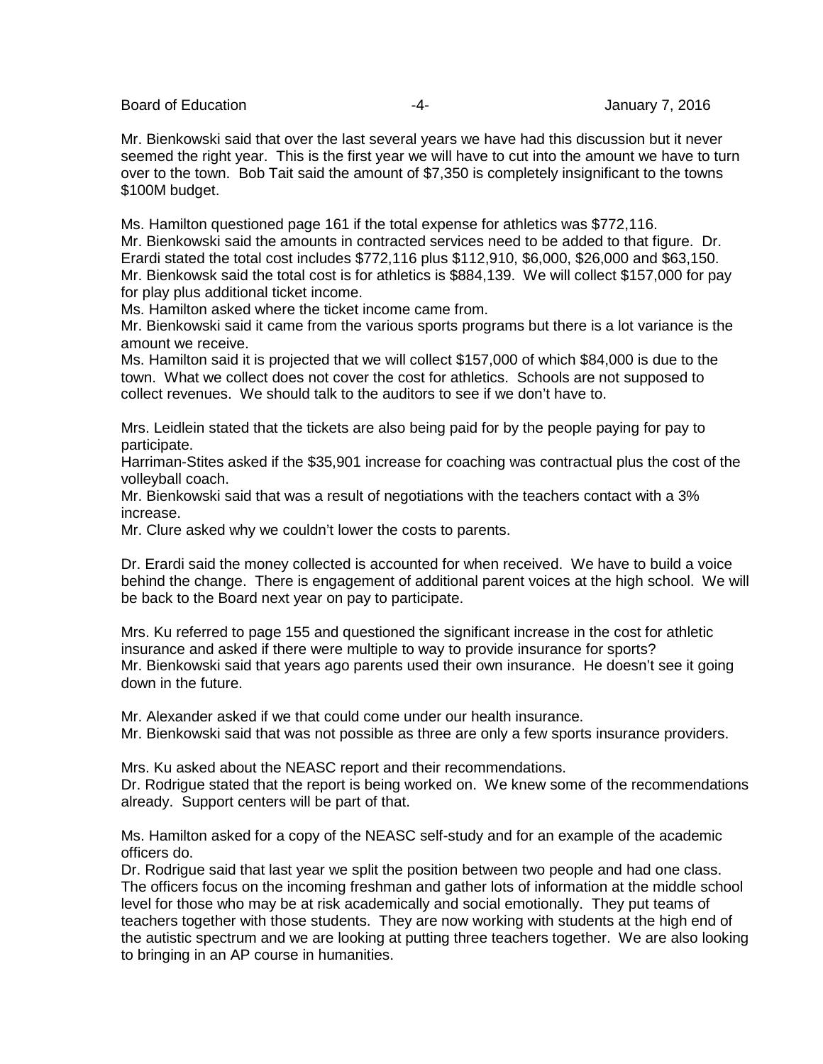Mr. Bienkowski said that over the last several years we have had this discussion but it never seemed the right year. This is the first year we will have to cut into the amount we have to turn over to the town. Bob Tait said the amount of $7,350 is completely insignificant to the towns $100M budget.

Ms. Hamilton questioned page 161 if the total expense for athletics was $772,116.
Mr. Bienkowski said the amounts in contracted services need to be added to that figure. Dr. Erardi stated the total cost includes $772,116 plus $112,910, $6,000, $26,000 and $63,150. Mr. Bienkowsk said the total cost is for athletics is $884,139. We will collect $157,000 for pay for play plus additional ticket income.
Ms. Hamilton asked where the ticket income came from.
Mr. Bienkowski said it came from the various sports programs but there is a lot variance is the amount we receive.
Ms. Hamilton said it is projected that we will collect $157,000 of which $84,000 is due to the town. What we collect does not cover the cost for athletics. Schools are not supposed to collect revenues. We should talk to the auditors to see if we don't have to.

Mrs. Leidlein stated that the tickets are also being paid for by the people paying for pay to participate.
Harriman-Stites asked if the $35,901 increase for coaching was contractual plus the cost of the volleyball coach.
Mr. Bienkowski said that was a result of negotiations with the teachers contact with a 3% increase.
Mr. Clure asked why we couldn't lower the costs to parents.

Dr. Erardi said the money collected is accounted for when received. We have to build a voice behind the change. There is engagement of additional parent voices at the high school. We will be back to the Board next year on pay to participate.

Mrs. Ku referred to page 155 and questioned the significant increase in the cost for athletic insurance and asked if there were multiple to way to provide insurance for sports?
Mr. Bienkowski said that years ago parents used their own insurance. He doesn't see it going down in the future.

Mr. Alexander asked if we that could come under our health insurance.
Mr. Bienkowski said that was not possible as three are only a few sports insurance providers.

Mrs. Ku asked about the NEASC report and their recommendations.
Dr. Rodrigue stated that the report is being worked on. We knew some of the recommendations already. Support centers will be part of that.

Ms. Hamilton asked for a copy of the NEASC self-study and for an example of the academic officers do.
Dr. Rodrigue said that last year we split the position between two people and had one class. The officers focus on the incoming freshman and gather lots of information at the middle school level for those who may be at risk academically and social emotionally. They put teams of teachers together with those students. They are now working with students at the high end of the autistic spectrum and we are looking at putting three teachers together. We are also looking to bringing in an AP course in humanities.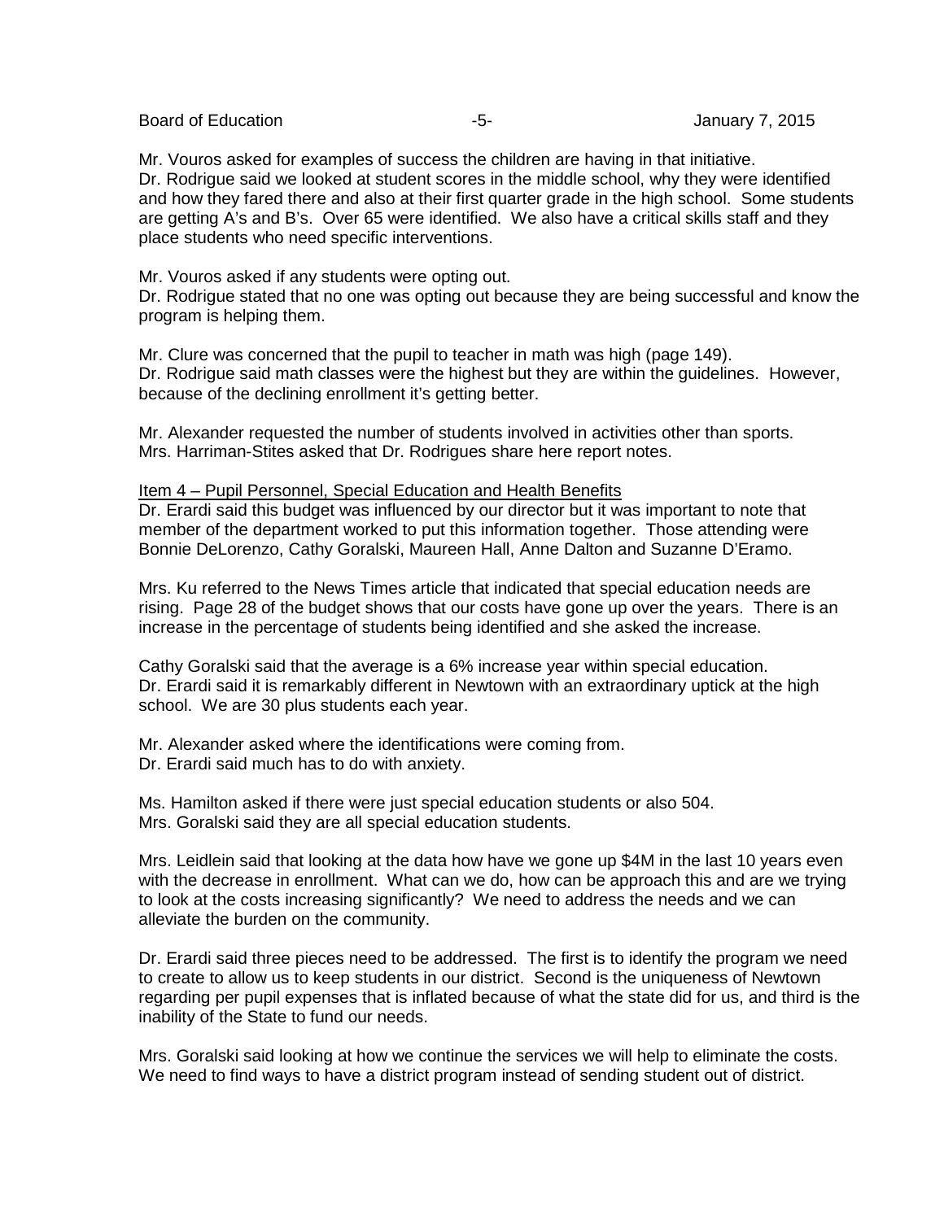Mr. Vouros asked for examples of success the children are having in that initiative.
Dr. Rodrigue said we looked at student scores in the middle school, why they were identified and how they fared there and also at their first quarter grade in the high school. Some students are getting A's and B's. Over 65 were identified. We also have a critical skills staff and they place students who need specific interventions.

Mr. Vouros asked if any students were opting out.
Dr. Rodrigue stated that no one was opting out because they are being successful and know the program is helping them.

Mr. Clure was concerned that the pupil to teacher in math was high (page 149).
Dr. Rodrigue said math classes were the highest but they are within the guidelines. However, because of the declining enrollment it's getting better.

Mr. Alexander requested the number of students involved in activities other than sports.
Mrs. Harriman-Stites asked that Dr. Rodrigues share here report notes.

<u>Item 4 – Pupil Personnel, Special Education and Health Benefits</u>
Dr. Erardi said this budget was influenced by our director but it was important to note that member of the department worked to put this information together. Those attending were Bonnie DeLorenzo, Cathy Goralski, Maureen Hall, Anne Dalton and Suzanne D'Eramo.

Mrs. Ku referred to the News Times article that indicated that special education needs are rising. Page 28 of the budget shows that our costs have gone up over the years. There is an increase in the percentage of students being identified and she asked the increase.

Cathy Goralski said that the average is a 6% increase year within special education.
Dr. Erardi said it is remarkably different in Newtown with an extraordinary uptick at the high school. We are 30 plus students each year.

Mr. Alexander asked where the identifications were coming from.
Dr. Erardi said much has to do with anxiety.

Ms. Hamilton asked if there were just special education students or also 504.
Mrs. Goralski said they are all special education students.

Mrs. Leidlein said that looking at the data how have we gone up $4M in the last 10 years even with the decrease in enrollment. What can we do, how can be approach this and are we trying to look at the costs increasing significantly? We need to address the needs and we can alleviate the burden on the community.

Dr. Erardi said three pieces need to be addressed. The first is to identify the program we need to create to allow us to keep students in our district. Second is the uniqueness of Newtown regarding per pupil expenses that is inflated because of what the state did for us, and third is the inability of the State to fund our needs.

Mrs. Goralski said looking at how we continue the services we will help to eliminate the costs. We need to find ways to have a district program instead of sending student out of district.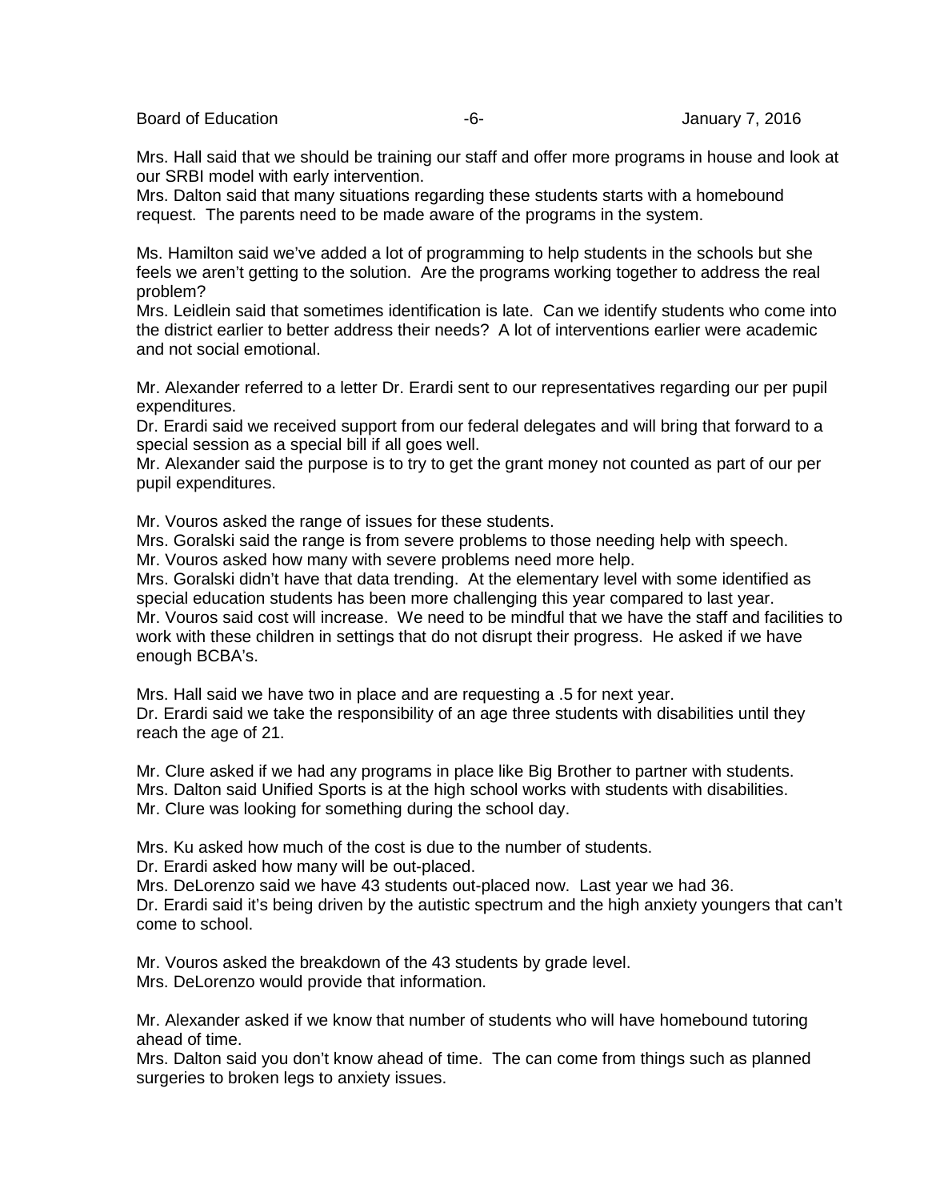Mrs. Hall said that we should be training our staff and offer more programs in house and look at our SRBI model with early intervention.
Mrs. Dalton said that many situations regarding these students starts with a homebound request. The parents need to be made aware of the programs in the system.

Ms. Hamilton said we've added a lot of programming to help students in the schools but she feels we aren't getting to the solution. Are the programs working together to address the real problem?
Mrs. Leidlein said that sometimes identification is late. Can we identify students who come into the district earlier to better address their needs? A lot of interventions earlier were academic and not social emotional.

Mr. Alexander referred to a letter Dr. Erardi sent to our representatives regarding our per pupil expenditures.
Dr. Erardi said we received support from our federal delegates and will bring that forward to a special session as a special bill if all goes well.
Mr. Alexander said the purpose is to try to get the grant money not counted as part of our per pupil expenditures.

Mr. Vouros asked the range of issues for these students.
Mrs. Goralski said the range is from severe problems to those needing help with speech.
Mr. Vouros asked how many with severe problems need more help.
Mrs. Goralski didn't have that data trending. At the elementary level with some identified as special education students has been more challenging this year compared to last year.
Mr. Vouros said cost will increase. We need to be mindful that we have the staff and facilities to work with these children in settings that do not disrupt their progress. He asked if we have enough BCBA's.

Mrs. Hall said we have two in place and are requesting a .5 for next year.
Dr. Erardi said we take the responsibility of an age three students with disabilities until they reach the age of 21.

Mr. Clure asked if we had any programs in place like Big Brother to partner with students.
Mrs. Dalton said Unified Sports is at the high school works with students with disabilities.
Mr. Clure was looking for something during the school day.

Mrs. Ku asked how much of the cost is due to the number of students.
Dr. Erardi asked how many will be out-placed.
Mrs. DeLorenzo said we have 43 students out-placed now. Last year we had 36.
Dr. Erardi said it's being driven by the autistic spectrum and the high anxiety youngers that can't come to school.

Mr. Vouros asked the breakdown of the 43 students by grade level.
Mrs. DeLorenzo would provide that information.

Mr. Alexander asked if we know that number of students who will have homebound tutoring ahead of time.
Mrs. Dalton said you don't know ahead of time. The can come from things such as planned surgeries to broken legs to anxiety issues.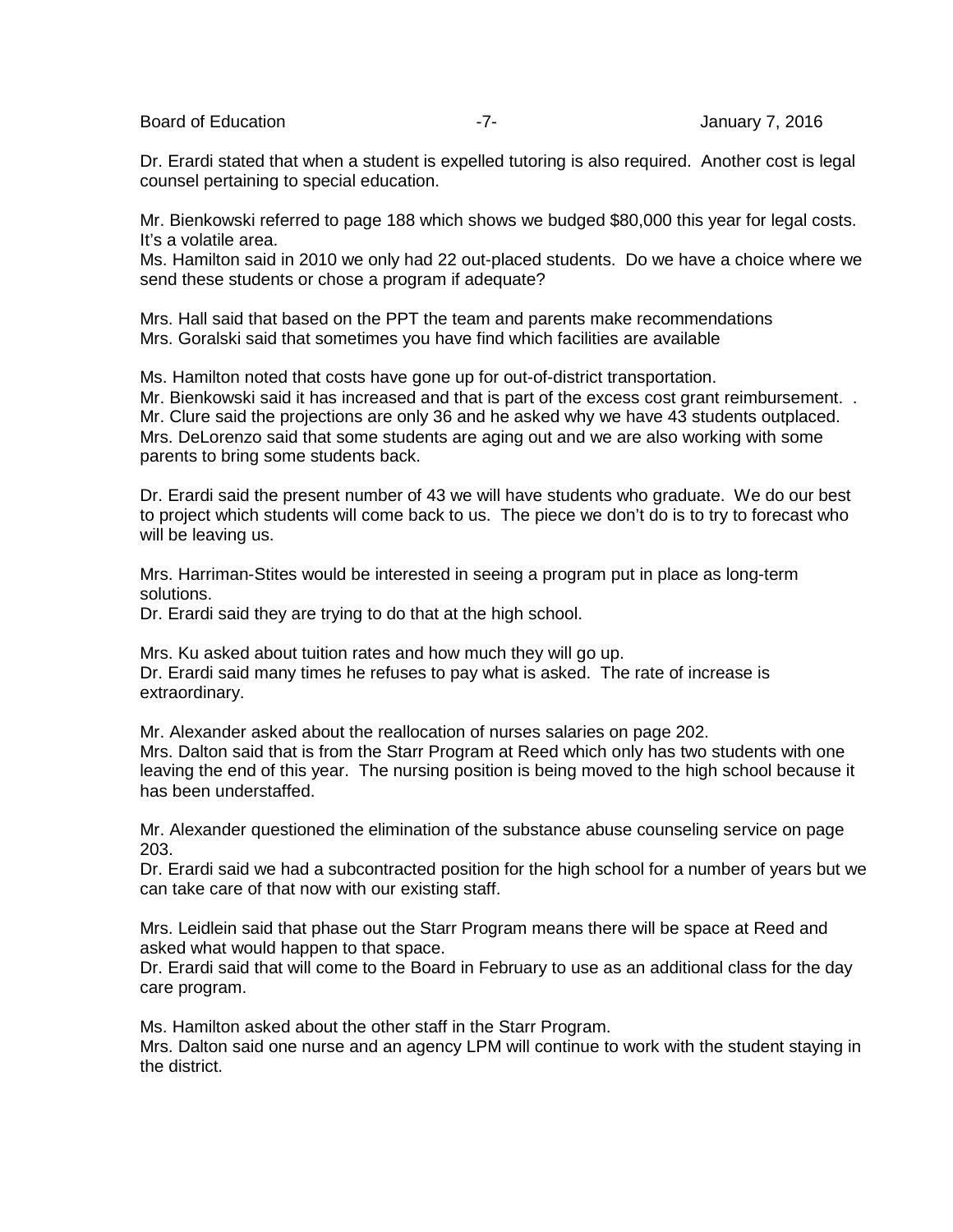Dr. Erardi stated that when a student is expelled tutoring is also required. Another cost is legal counsel pertaining to special education.

Mr. Bienkowski referred to page 188 which shows we budged $80,000 this year for legal costs. It's a volatile area.
Ms. Hamilton said in 2010 we only had 22 out-placed students. Do we have a choice where we send these students or chose a program if adequate?

Mrs. Hall said that based on the PPT the team and parents make recommendations
Mrs. Goralski said that sometimes you have find which facilities are available

Ms. Hamilton noted that costs have gone up for out-of-district transportation.
Mr. Bienkowski said it has increased and that is part of the excess cost grant reimbursement. .
Mr. Clure said the projections are only 36 and he asked why we have 43 students outplaced.
Mrs. DeLorenzo said that some students are aging out and we are also working with some parents to bring some students back.

Dr. Erardi said the present number of 43 we will have students who graduate. We do our best to project which students will come back to us. The piece we don't do is to try to forecast who will be leaving us.

Mrs. Harriman-Stites would be interested in seeing a program put in place as long-term solutions.
Dr. Erardi said they are trying to do that at the high school.

Mrs. Ku asked about tuition rates and how much they will go up.
Dr. Erardi said many times he refuses to pay what is asked. The rate of increase is extraordinary.

Mr. Alexander asked about the reallocation of nurses salaries on page 202.
Mrs. Dalton said that is from the Starr Program at Reed which only has two students with one leaving the end of this year. The nursing position is being moved to the high school because it has been understaffed.

Mr. Alexander questioned the elimination of the substance abuse counseling service on page 203.
Dr. Erardi said we had a subcontracted position for the high school for a number of years but we can take care of that now with our existing staff.

Mrs. Leidlein said that phase out the Starr Program means there will be space at Reed and asked what would happen to that space.
Dr. Erardi said that will come to the Board in February to use as an additional class for the day care program.

Ms. Hamilton asked about the other staff in the Starr Program.
Mrs. Dalton said one nurse and an agency LPM will continue to work with the student staying in the district.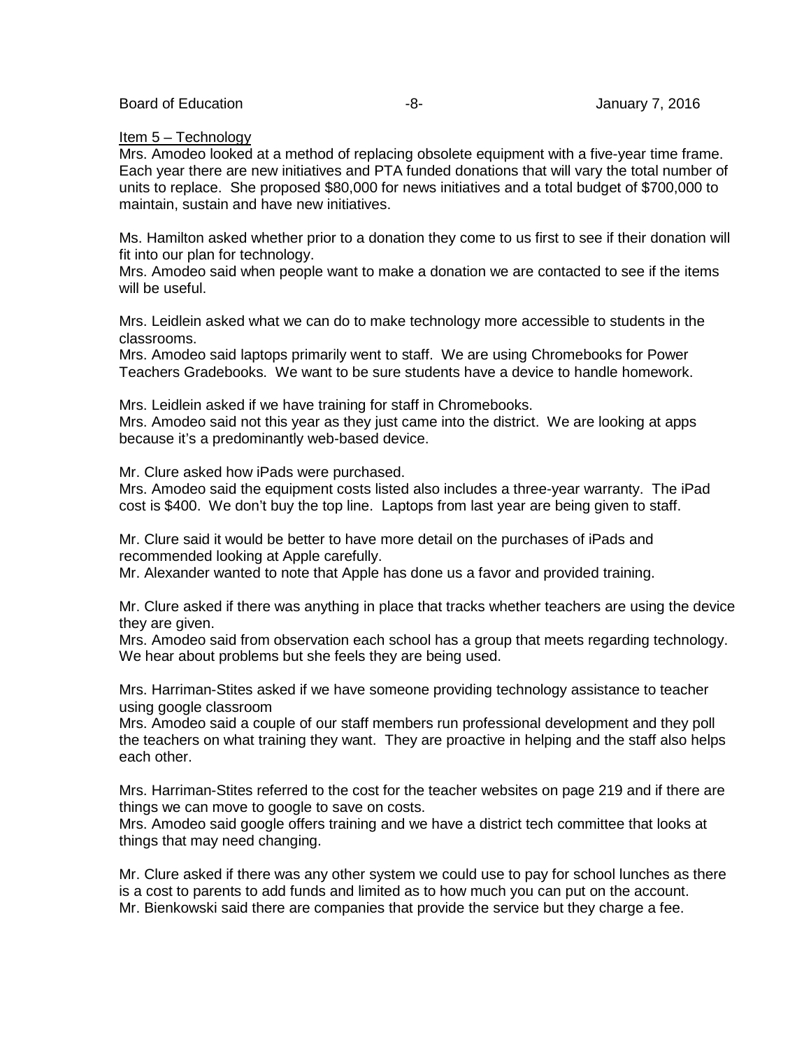Item 5 – Technology

Mrs. Amodeo looked at a method of replacing obsolete equipment with a five-year time frame. Each year there are new initiatives and PTA funded donations that will vary the total number of units to replace. She proposed $80,000 for news initiatives and a total budget of $700,000 to maintain, sustain and have new initiatives.

Ms. Hamilton asked whether prior to a donation they come to us first to see if their donation will fit into our plan for technology.
Mrs. Amodeo said when people want to make a donation we are contacted to see if the items will be useful.

Mrs. Leidlein asked what we can do to make technology more accessible to students in the classrooms.
Mrs. Amodeo said laptops primarily went to staff. We are using Chromebooks for Power Teachers Gradebooks. We want to be sure students have a device to handle homework.

Mrs. Leidlein asked if we have training for staff in Chromebooks.
Mrs. Amodeo said not this year as they just came into the district. We are looking at apps because it's a predominantly web-based device.

Mr. Clure asked how iPads were purchased.
Mrs. Amodeo said the equipment costs listed also includes a three-year warranty. The iPad cost is $400. We don't buy the top line. Laptops from last year are being given to staff.

Mr. Clure said it would be better to have more detail on the purchases of iPads and recommended looking at Apple carefully.
Mr. Alexander wanted to note that Apple has done us a favor and provided training.

Mr. Clure asked if there was anything in place that tracks whether teachers are using the device they are given.
Mrs. Amodeo said from observation each school has a group that meets regarding technology. We hear about problems but she feels they are being used.

Mrs. Harriman-Stites asked if we have someone providing technology assistance to teacher using google classroom
Mrs. Amodeo said a couple of our staff members run professional development and they poll the teachers on what training they want. They are proactive in helping and the staff also helps each other.

Mrs. Harriman-Stites referred to the cost for the teacher websites on page 219 and if there are things we can move to google to save on costs.
Mrs. Amodeo said google offers training and we have a district tech committee that looks at things that may need changing.

Mr. Clure asked if there was any other system we could use to pay for school lunches as there is a cost to parents to add funds and limited as to how much you can put on the account.
Mr. Bienkowski said there are companies that provide the service but they charge a fee.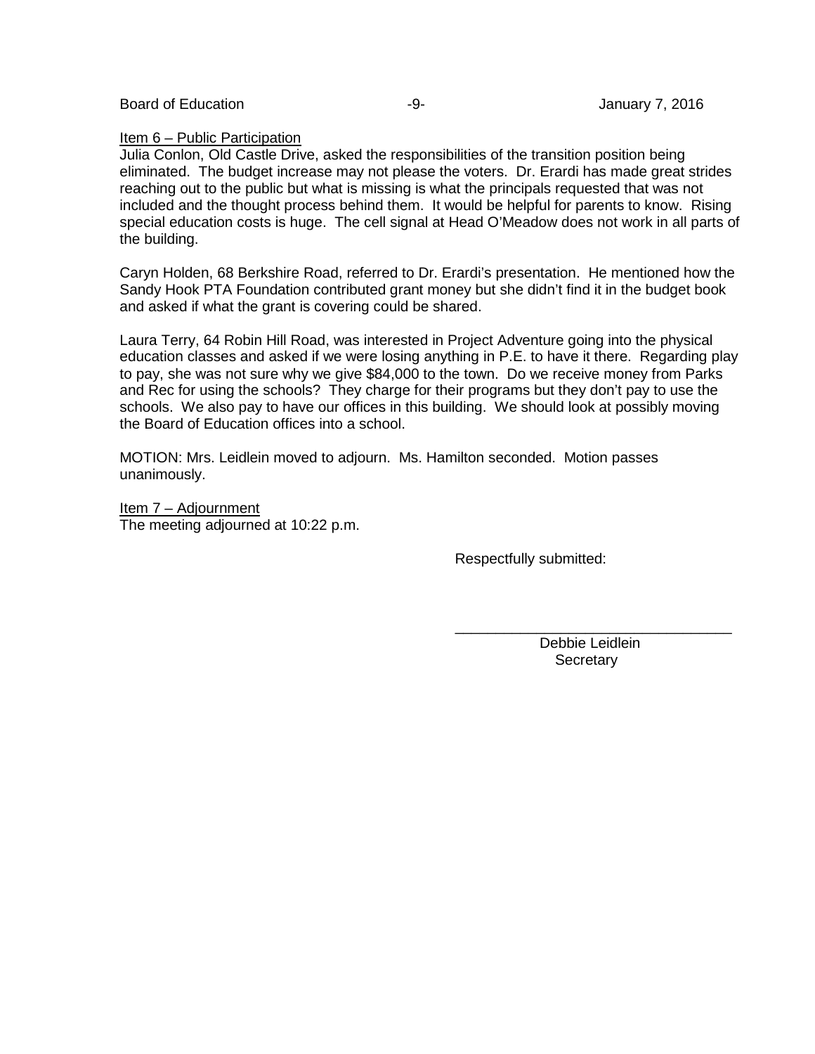Item 6 – Public Participation

Julia Conlon, Old Castle Drive, asked the responsibilities of the transition position being eliminated. The budget increase may not please the voters. Dr. Erardi has made great strides reaching out to the public but what is missing is what the principals requested that was not included and the thought process behind them. It would be helpful for parents to know. Rising special education costs is huge. The cell signal at Head O'Meadow does not work in all parts of the building.

Caryn Holden, 68 Berkshire Road, referred to Dr. Erardi's presentation. He mentioned how the Sandy Hook PTA Foundation contributed grant money but she didn't find it in the budget book and asked if what the grant is covering could be shared.

Laura Terry, 64 Robin Hill Road, was interested in Project Adventure going into the physical education classes and asked if we were losing anything in P.E. to have it there. Regarding play to pay, she was not sure why we give $84,000 to the town. Do we receive money from Parks and Rec for using the schools? They charge for their programs but they don't pay to use the schools. We also pay to have our offices in this building. We should look at possibly moving the Board of Education offices into a school.

MOTION: Mrs. Leidlein moved to adjourn. Ms. Hamilton seconded. Motion passes unanimously.

Item 7 – Adjournment

The meeting adjourned at 10:22 p.m.

Respectfully submitted:

\_\_\_\_\_\_\_\_\_\_\_\_\_\_\_\_\_\_\_\_\_\_\_\_\_\_\_\_\_\_\_\_\_\_

Debbie Leidlein
Secretary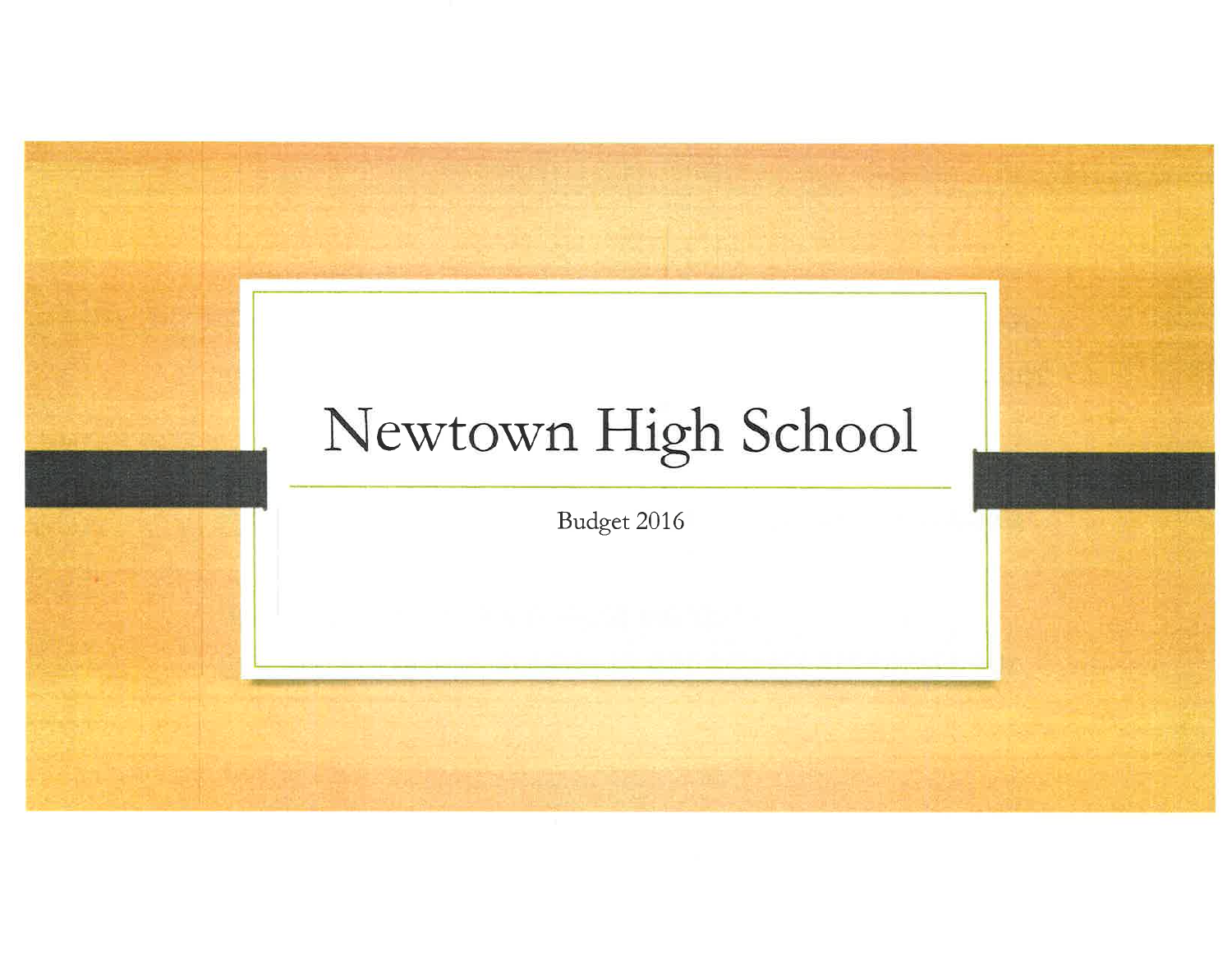# Newtown High School

Budget 2016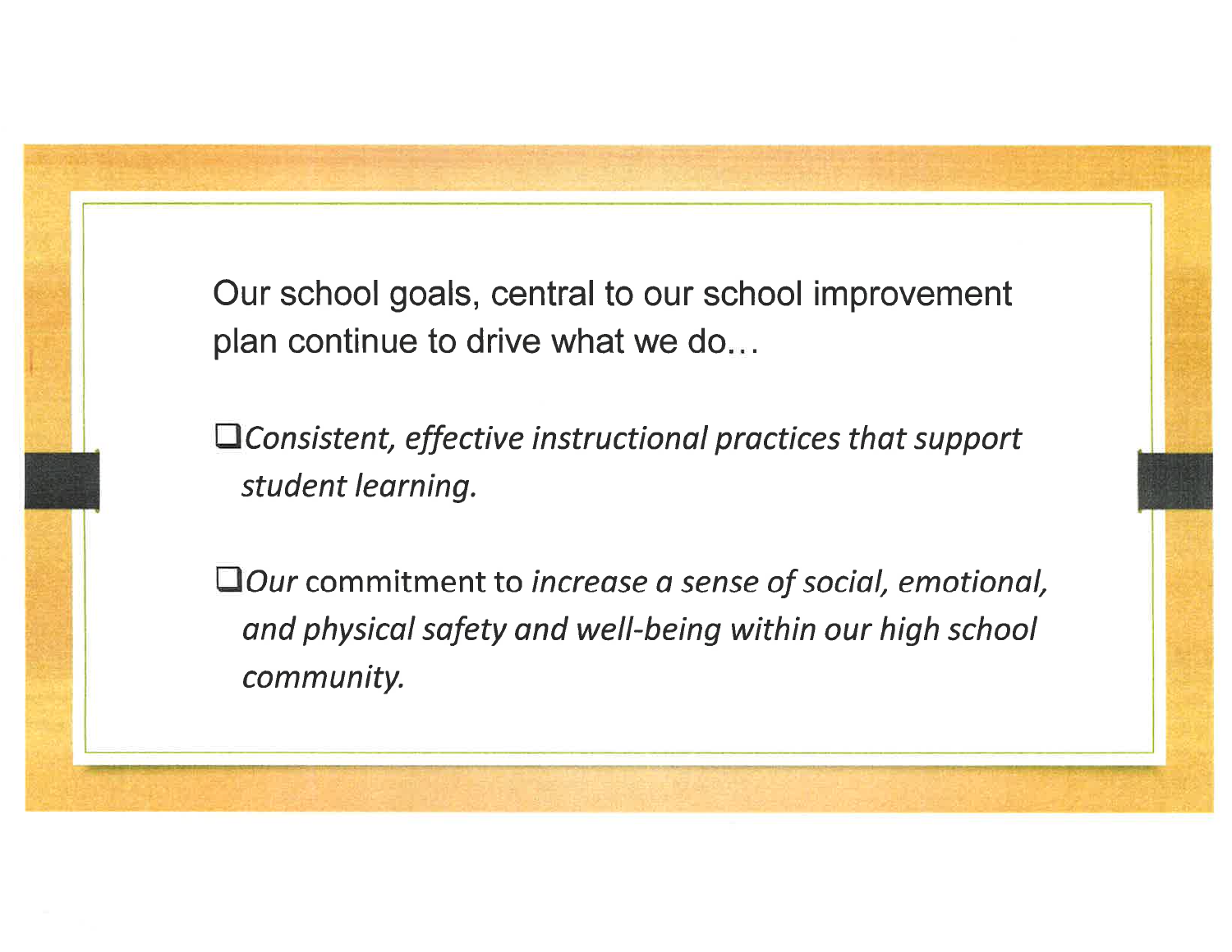Our school goals, central to our school improvement plan continue to drive what we do…

- *Consistent, effective instructional practices that support student learning.*
- *Our* commitment to *increase a sense of social, emotional, and physical safety and well-being within our high school community.*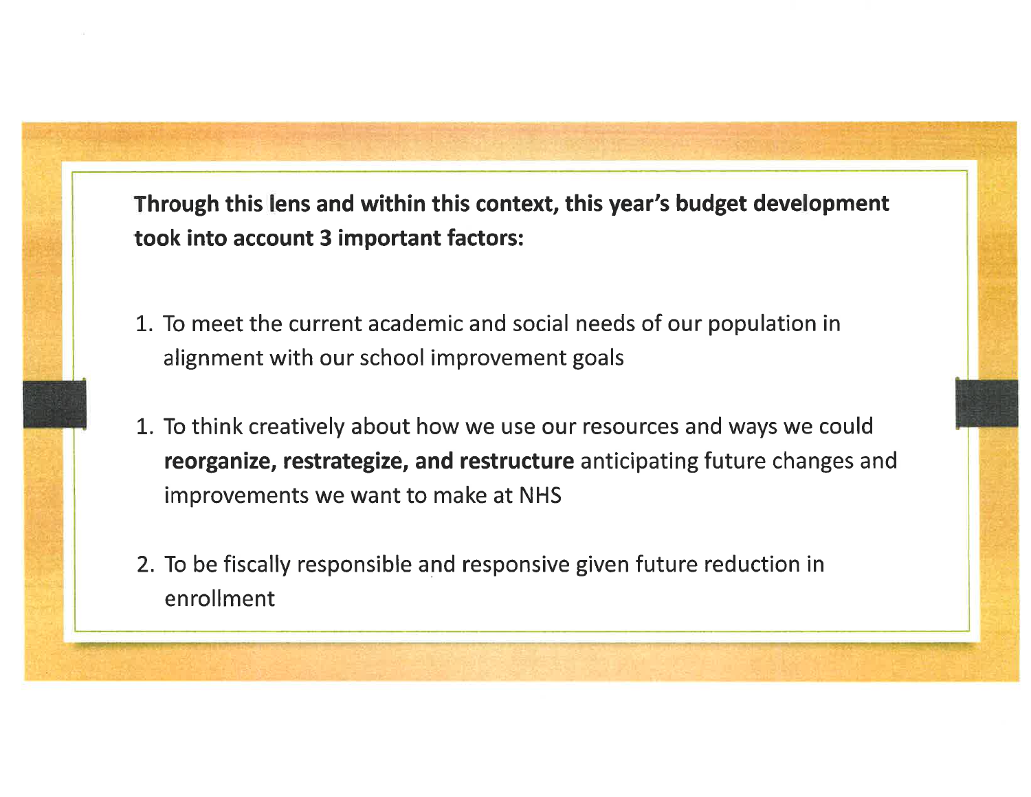**Through this lens and within this context, this year's budget development took into account 3 important factors:**

1. To meet the current academic and social needs of our population in alignment with our school improvement goals

1. To think creatively about how we use our resources and ways we could **reorganize, restrategize, and restructure** anticipating future changes and improvements we want to make at NHS

2. To be fiscally responsible and responsive given future reduction in enrollment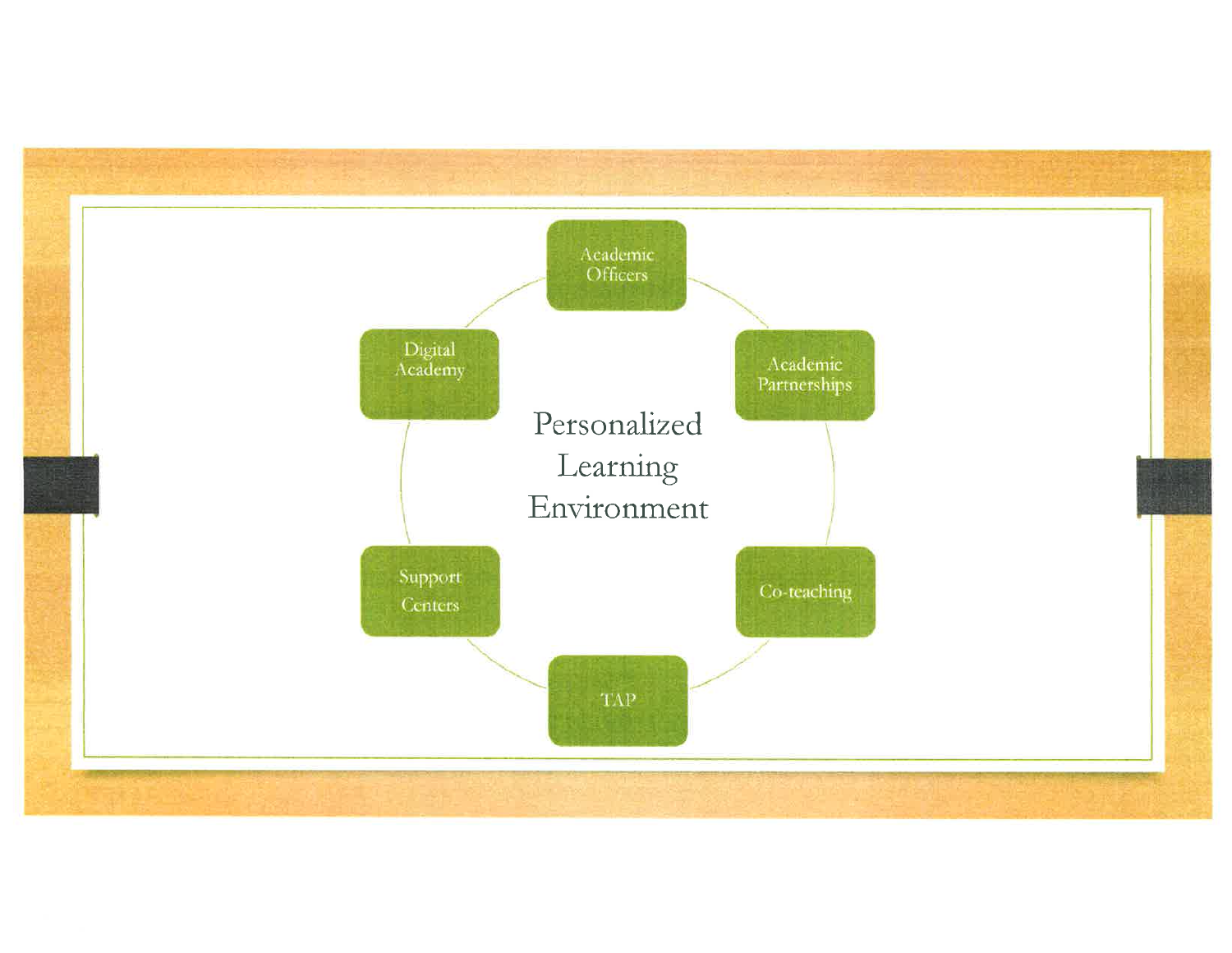# Personalized Learning Environment

- Academic Officers
- Academic Partnerships
- Co-teaching
- TAP
- Support Centers
- Digital Academy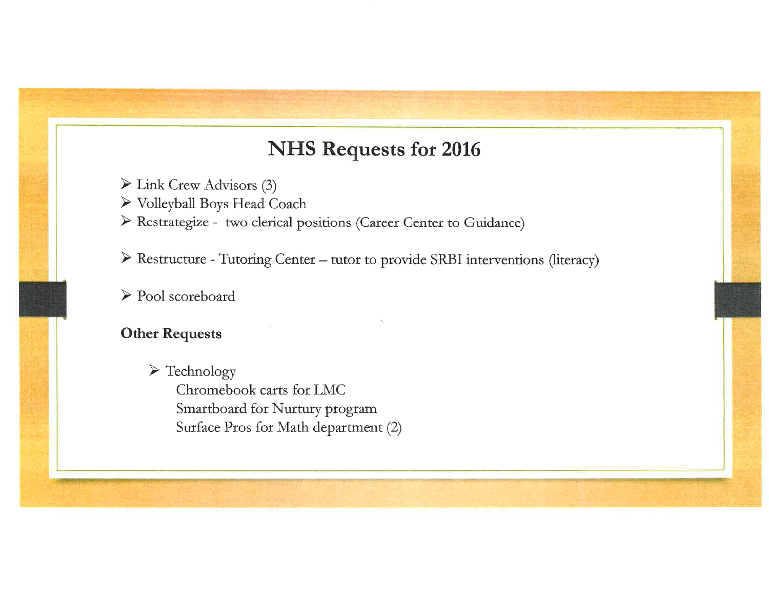# NHS Requests for 2016

- Link Crew Advisors (3)
- Volleyball Boys Head Coach
- Restrategize - two clerical positions (Career Center to Guidance)
- Restructure - Tutoring Center – tutor to provide SRBI interventions (literacy)
- Pool scoreboard

**Other Requests**

- Technology
  - Chromebook carts for LMC
  - Smartboard for Nurtury program
  - Surface Pros for Math department (2)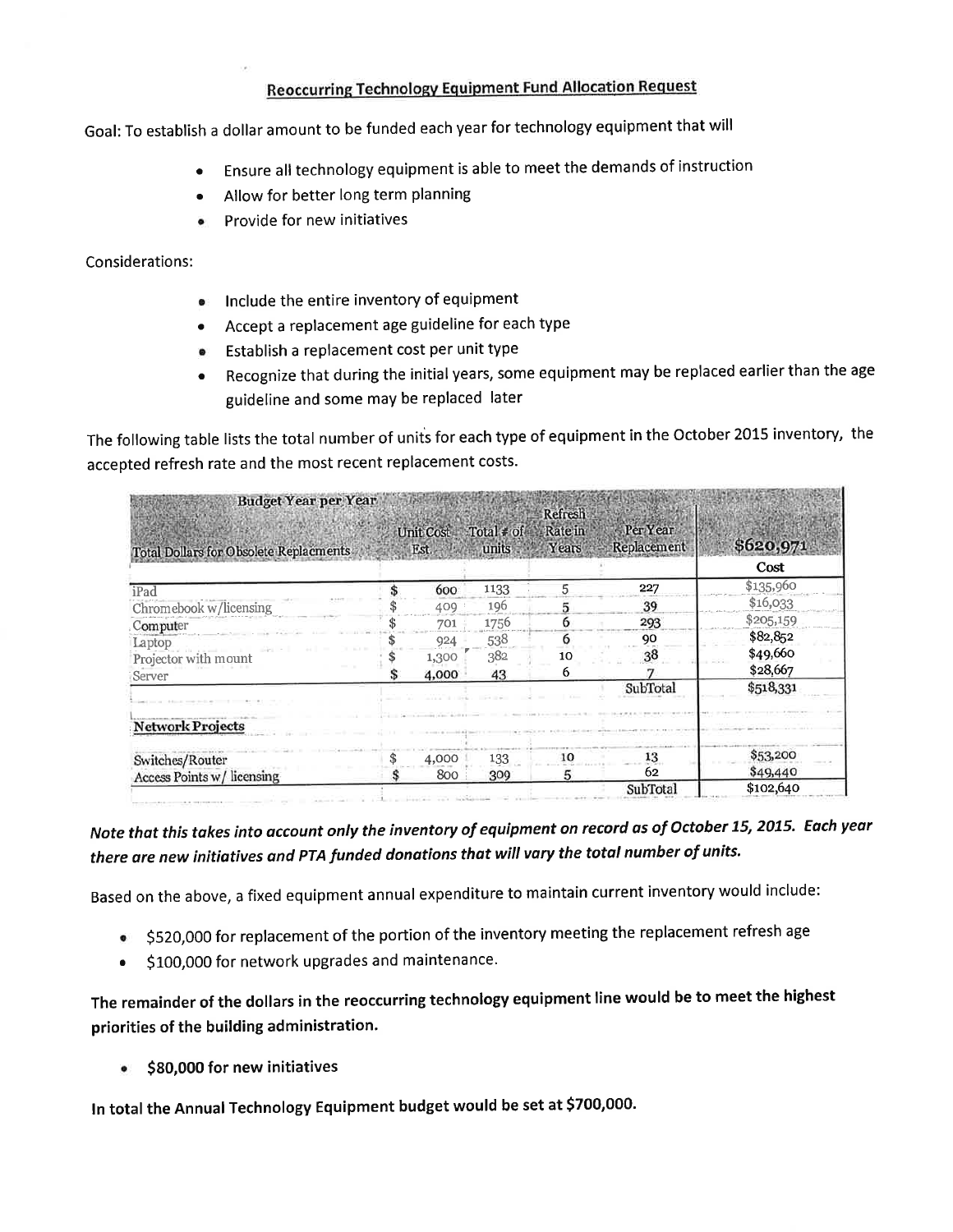## Reoccurring Technology Equipment Fund Allocation Request

Goal: To establish a dollar amount to be funded each year for technology equipment that will

- Ensure all technology equipment is able to meet the demands of instruction
- Allow for better long term planning
- Provide for new initiatives

Considerations:

- Include the entire inventory of equipment
- Accept a replacement age guideline for each type
- Establish a replacement cost per unit type
- Recognize that during the initial years, some equipment may be replaced earlier than the age guideline and some may be replaced later

The following table lists the total number of units for each type of equipment in the October 2015 inventory, the accepted refresh rate and the most recent replacement costs.

| Budget Year per Year<br>Total Dollars for Obsolete Replacements | Unit Cost Est | Total # of units | Refresh Rate in Years | Per Year Replacement | $620,971 |
|---|---|---|---|---|---|
| | | | | | Cost |
| iPad | $ 600 | 1133 | 5 | 227 | $135,960 |
| Chromebook w/licensing | $ 409 | 196 | 5 | 39 | $16,033 |
| Computer | $ 701 | 1756 | 6 | 293 | $205,159 |
| Laptop | $ 924 | 538 | 6 | 90 | $82,852 |
| Projector with mount | $ 1,300 | 382 | 10 | 38 | $49,660 |
| Server | $ 4,000 | 43 | 6 | 7 | $28,667 |
| | | | | SubTotal | $518,331 |
| **Network Projects** | | | | | |
| Switches/Router | $ 4,000 | 133 | 10 | 13 | $53,200 |
| Access Points w/ licensing | $ 800 | 309 | 5 | 62 | $49,440 |
| | | | | SubTotal | $102,640 |

***Note that this takes into account only the inventory of equipment on record as of October 15, 2015. Each year there are new initiatives and PTA funded donations that will vary the total number of units.***

Based on the above, a fixed equipment annual expenditure to maintain current inventory would include:

- $520,000 for replacement of the portion of the inventory meeting the replacement refresh age
- $100,000 for network upgrades and maintenance.

**The remainder of the dollars in the reoccurring technology equipment line would be to meet the highest priorities of the building administration.**

- **$80,000 for new initiatives**

**In total the Annual Technology Equipment budget would be set at $700,000.**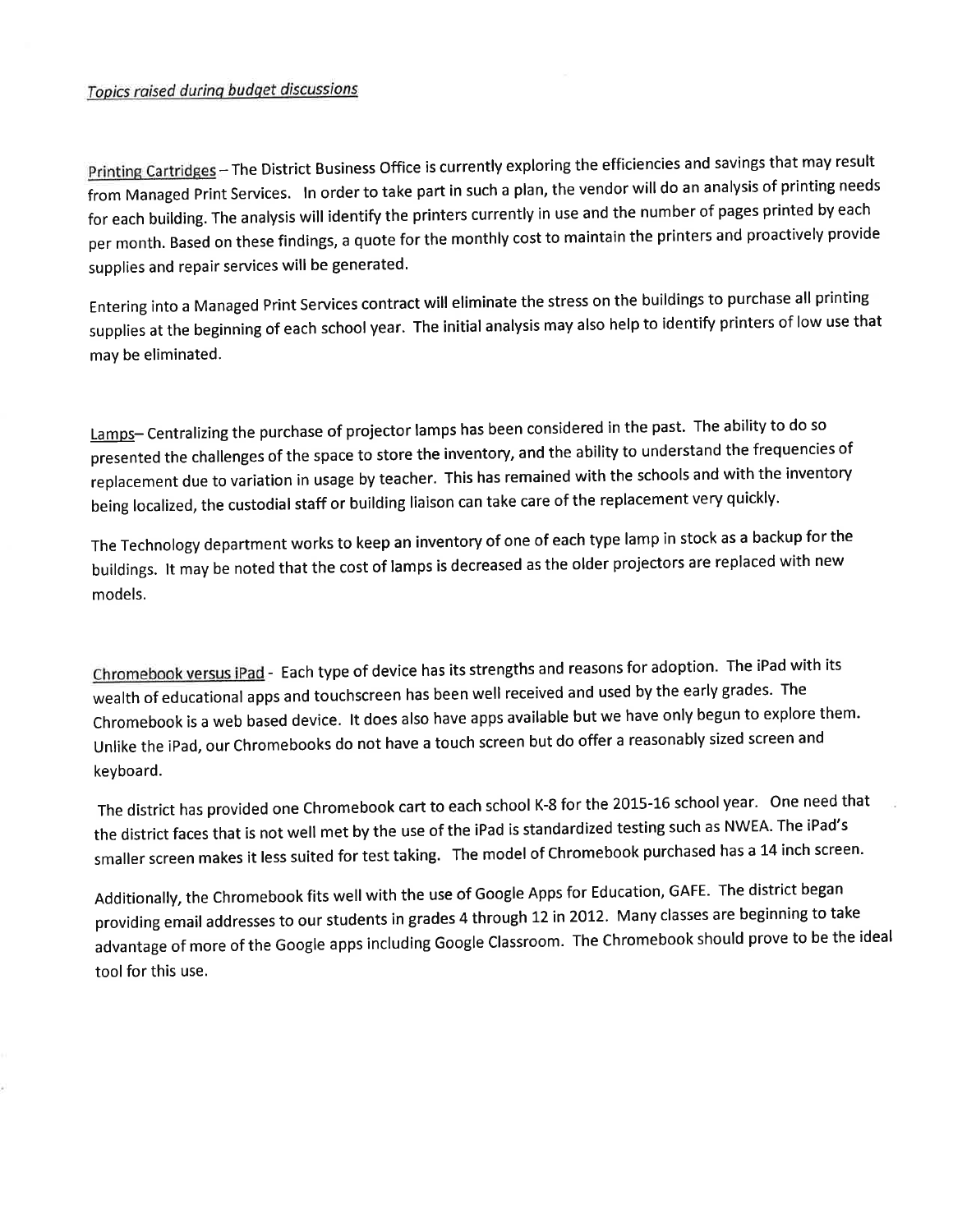*Topics raised during budget discussions*

Printing Cartridges – The District Business Office is currently exploring the efficiencies and savings that may result from Managed Print Services. In order to take part in such a plan, the vendor will do an analysis of printing needs for each building. The analysis will identify the printers currently in use and the number of pages printed by each per month. Based on these findings, a quote for the monthly cost to maintain the printers and proactively provide supplies and repair services will be generated.

Entering into a Managed Print Services contract will eliminate the stress on the buildings to purchase all printing supplies at the beginning of each school year. The initial analysis may also help to identify printers of low use that may be eliminated.

Lamps– Centralizing the purchase of projector lamps has been considered in the past. The ability to do so presented the challenges of the space to store the inventory, and the ability to understand the frequencies of replacement due to variation in usage by teacher. This has remained with the schools and with the inventory being localized, the custodial staff or building liaison can take care of the replacement very quickly.

The Technology department works to keep an inventory of one of each type lamp in stock as a backup for the buildings. It may be noted that the cost of lamps is decreased as the older projectors are replaced with new models.

Chromebook versus iPad - Each type of device has its strengths and reasons for adoption. The iPad with its wealth of educational apps and touchscreen has been well received and used by the early grades. The Chromebook is a web based device. It does also have apps available but we have only begun to explore them. Unlike the iPad, our Chromebooks do not have a touch screen but do offer a reasonably sized screen and keyboard.

The district has provided one Chromebook cart to each school K-8 for the 2015-16 school year. One need that the district faces that is not well met by the use of the iPad is standardized testing such as NWEA. The iPad's smaller screen makes it less suited for test taking. The model of Chromebook purchased has a 14 inch screen.

Additionally, the Chromebook fits well with the use of Google Apps for Education, GAFE. The district began providing email addresses to our students in grades 4 through 12 in 2012. Many classes are beginning to take advantage of more of the Google apps including Google Classroom. The Chromebook should prove to be the ideal tool for this use.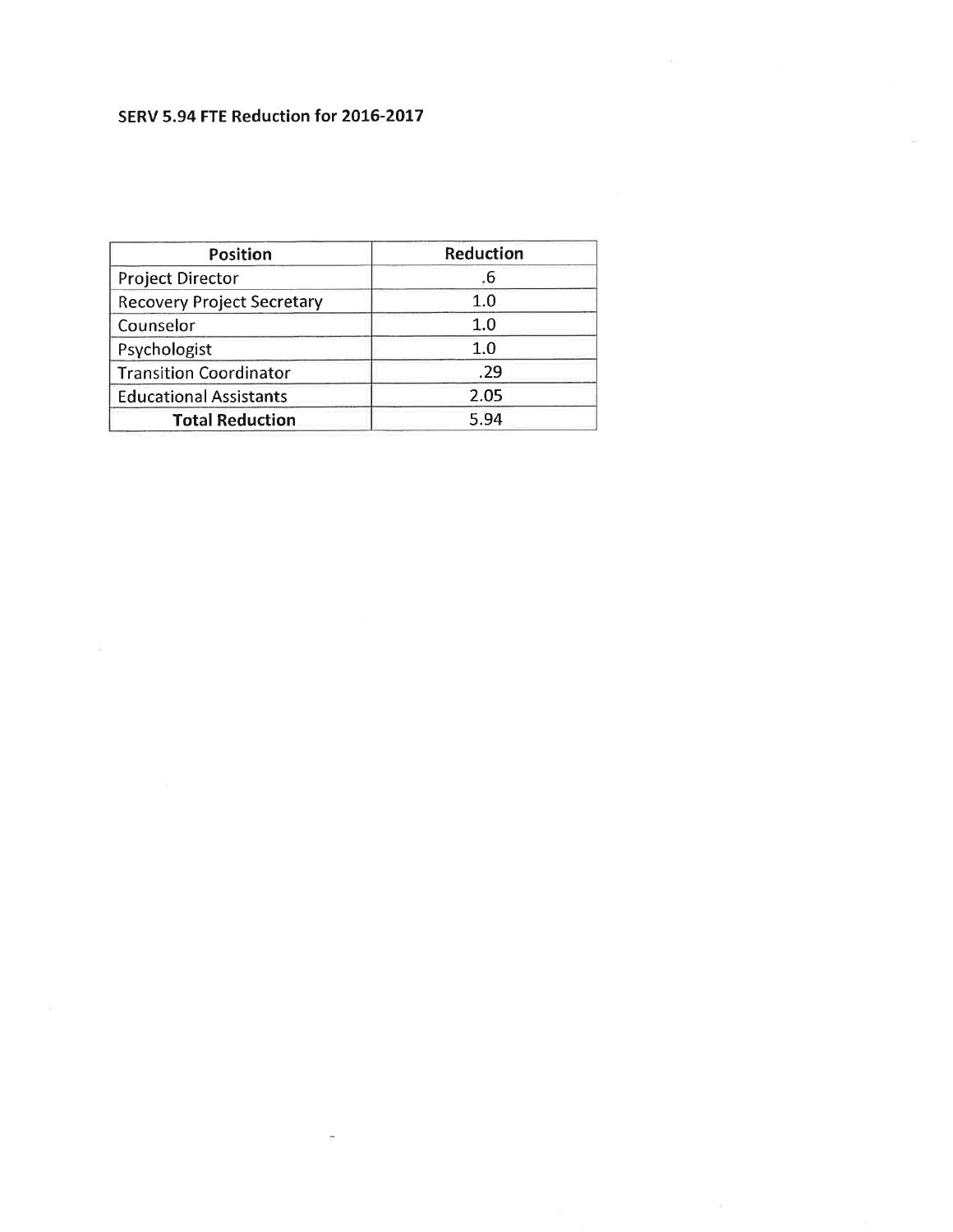**SERV 5.94 FTE Reduction for 2016-2017**

| Position | Reduction |
|---|---|
| Project Director | .6 |
| Recovery Project Secretary | 1.0 |
| Counselor | 1.0 |
| Psychologist | 1.0 |
| Transition Coordinator | .29 |
| Educational Assistants | 2.05 |
| **Total Reduction** | 5.94 |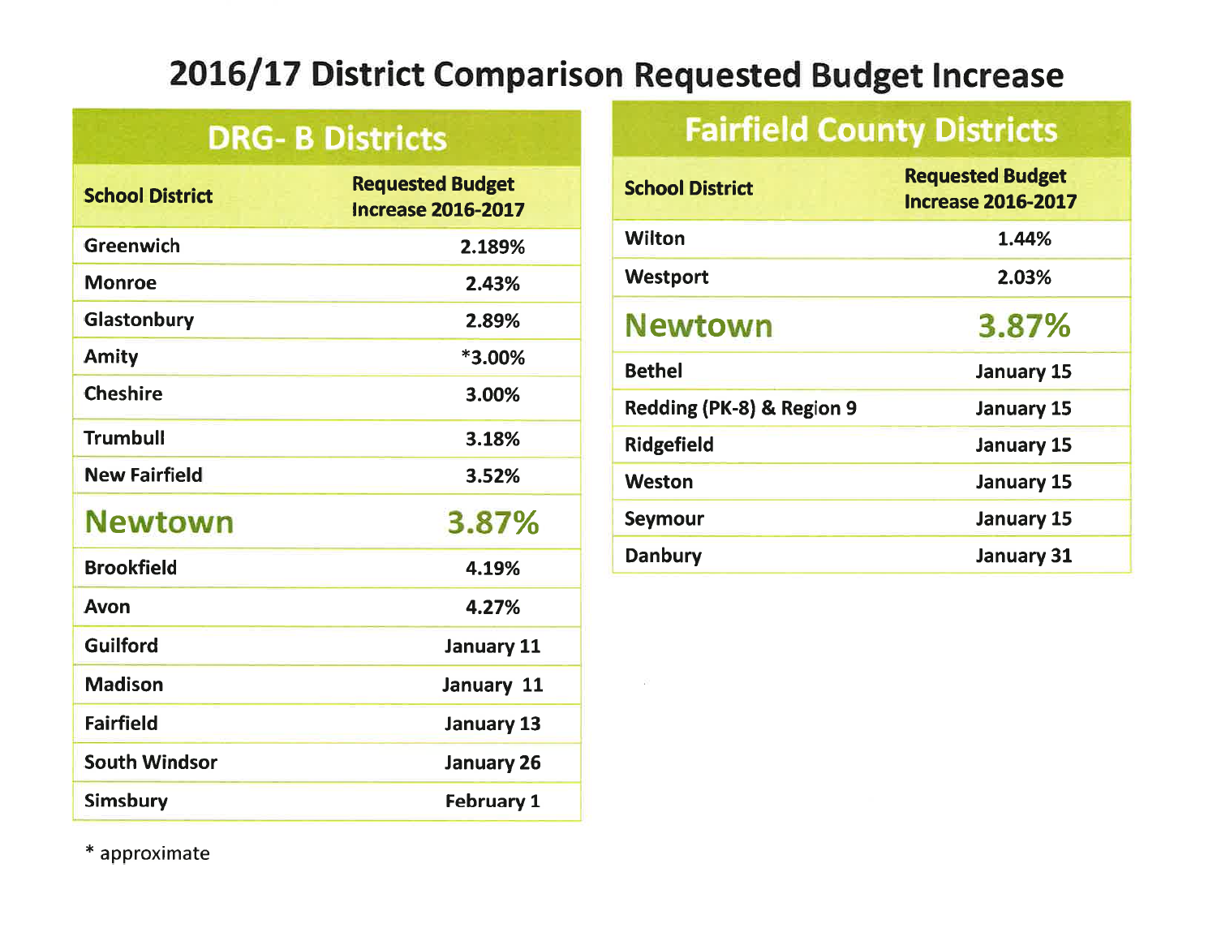# 2016/17 District Comparison Requested Budget Increase

## DRG- B Districts

| School District | Requested Budget Increase 2016-2017 |
|---|---|
| Greenwich | 2.189% |
| Monroe | 2.43% |
| Glastonbury | 2.89% |
| Amity | *3.00% |
| Cheshire | 3.00% |
| Trumbull | 3.18% |
| New Fairfield | 3.52% |
| **Newtown** | **3.87%** |
| Brookfield | 4.19% |
| Avon | 4.27% |
| Guilford | January 11 |
| Madison | January 11 |
| Fairfield | January 13 |
| South Windsor | January 26 |
| Simsbury | February 1 |

* approximate

## Fairfield County Districts

| School District | Requested Budget Increase 2016-2017 |
|---|---|
| Wilton | 1.44% |
| Westport | 2.03% |
| **Newtown** | **3.87%** |
| Bethel | January 15 |
| Redding (PK-8) & Region 9 | January 15 |
| Ridgefield | January 15 |
| Weston | January 15 |
| Seymour | January 15 |
| Danbury | January 31 |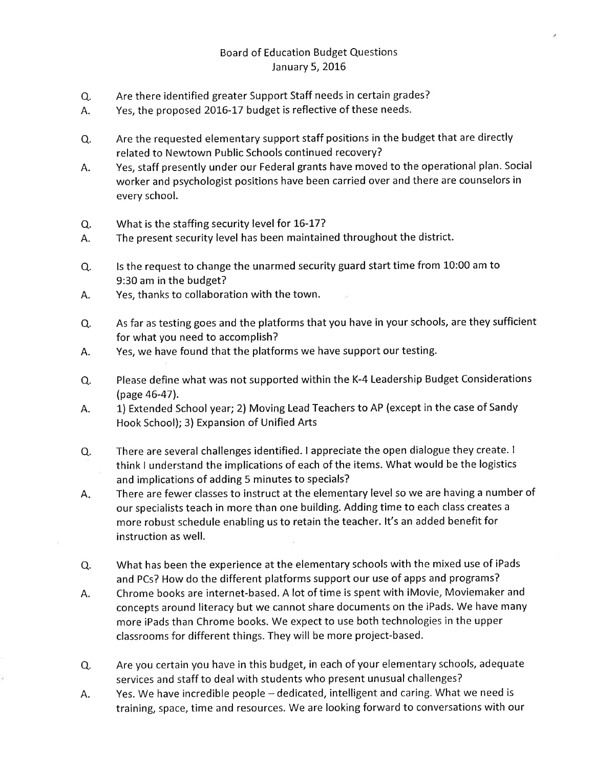# Board of Education Budget Questions
January 5, 2016

Q. Are there identified greater Support Staff needs in certain grades?
A. Yes, the proposed 2016-17 budget is reflective of these needs.

Q. Are the requested elementary support staff positions in the budget that are directly related to Newtown Public Schools continued recovery?
A. Yes, staff presently under our Federal grants have moved to the operational plan. Social worker and psychologist positions have been carried over and there are counselors in every school.

Q. What is the staffing security level for 16-17?
A. The present security level has been maintained throughout the district.

Q. Is the request to change the unarmed security guard start time from 10:00 am to 9:30 am in the budget?
A. Yes, thanks to collaboration with the town.

Q. As far as testing goes and the platforms that you have in your schools, are they sufficient for what you need to accomplish?
A. Yes, we have found that the platforms we have support our testing.

Q. Please define what was not supported within the K-4 Leadership Budget Considerations (page 46-47).
A. 1) Extended School year; 2) Moving Lead Teachers to AP (except in the case of Sandy Hook School); 3) Expansion of Unified Arts

Q. There are several challenges identified. I appreciate the open dialogue they create. I think I understand the implications of each of the items. What would be the logistics and implications of adding 5 minutes to specials?
A. There are fewer classes to instruct at the elementary level so we are having a number of our specialists teach in more than one building. Adding time to each class creates a more robust schedule enabling us to retain the teacher. It's an added benefit for instruction as well.

Q. What has been the experience at the elementary schools with the mixed use of iPads and PCs? How do the different platforms support our use of apps and programs?
A. Chrome books are internet-based. A lot of time is spent with iMovie, Moviemaker and concepts around literacy but we cannot share documents on the iPads. We have many more iPads than Chrome books. We expect to use both technologies in the upper classrooms for different things. They will be more project-based.

Q. Are you certain you have in this budget, in each of your elementary schools, adequate services and staff to deal with students who present unusual challenges?
A. Yes. We have incredible people – dedicated, intelligent and caring. What we need is training, space, time and resources. We are looking forward to conversations with our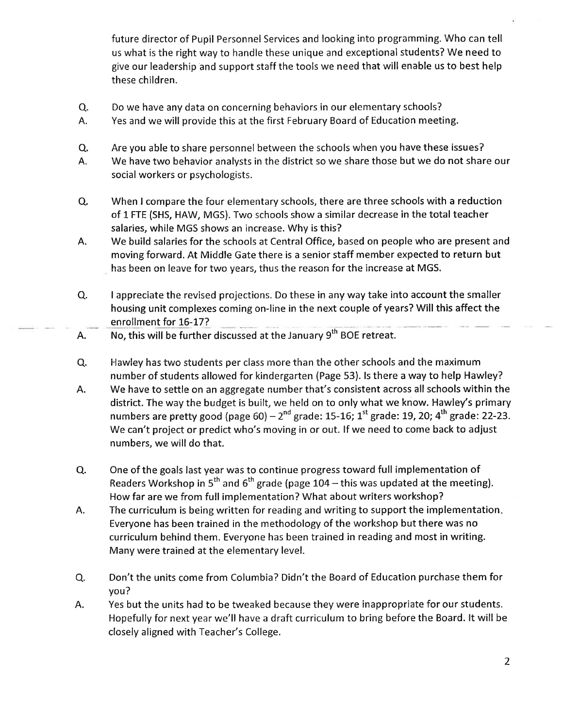future director of Pupil Personnel Services and looking into programming. Who can tell us what is the right way to handle these unique and exceptional students? We need to give our leadership and support staff the tools we need that will enable us to best help these children.

Q. Do we have any data on concerning behaviors in our elementary schools?

A. Yes and we will provide this at the first February Board of Education meeting.

Q. Are you able to share personnel between the schools when you have these issues?

A. We have two behavior analysts in the district so we share those but we do not share our social workers or psychologists.

Q. When I compare the four elementary schools, there are three schools with a reduction of 1 FTE (SHS, HAW, MGS). Two schools show a similar decrease in the total teacher salaries, while MGS shows an increase. Why is this?

A. We build salaries for the schools at Central Office, based on people who are present and moving forward. At Middle Gate there is a senior staff member expected to return but has been on leave for two years, thus the reason for the increase at MGS.

Q. I appreciate the revised projections. Do these in any way take into account the smaller housing unit complexes coming on-line in the next couple of years? Will this affect the enrollment for 16-17?

A. No, this will be further discussed at the January 9th BOE retreat.

Q. Hawley has two students per class more than the other schools and the maximum number of students allowed for kindergarten (Page 53). Is there a way to help Hawley?

A. We have to settle on an aggregate number that's consistent across all schools within the district. The way the budget is built, we held on to only what we know. Hawley's primary numbers are pretty good (page 60) – 2nd grade: 15-16; 1st grade: 19, 20; 4th grade: 22-23. We can't project or predict who's moving in or out. If we need to come back to adjust numbers, we will do that.

Q. One of the goals last year was to continue progress toward full implementation of Readers Workshop in 5th and 6th grade (page 104 – this was updated at the meeting). How far are we from full implementation? What about writers workshop?

A. The curriculum is being written for reading and writing to support the implementation. Everyone has been trained in the methodology of the workshop but there was no curriculum behind them. Everyone has been trained in reading and most in writing. Many were trained at the elementary level.

Q. Don't the units come from Columbia? Didn't the Board of Education purchase them for you?

A. Yes but the units had to be tweaked because they were inappropriate for our students. Hopefully for next year we'll have a draft curriculum to bring before the Board. It will be closely aligned with Teacher's College.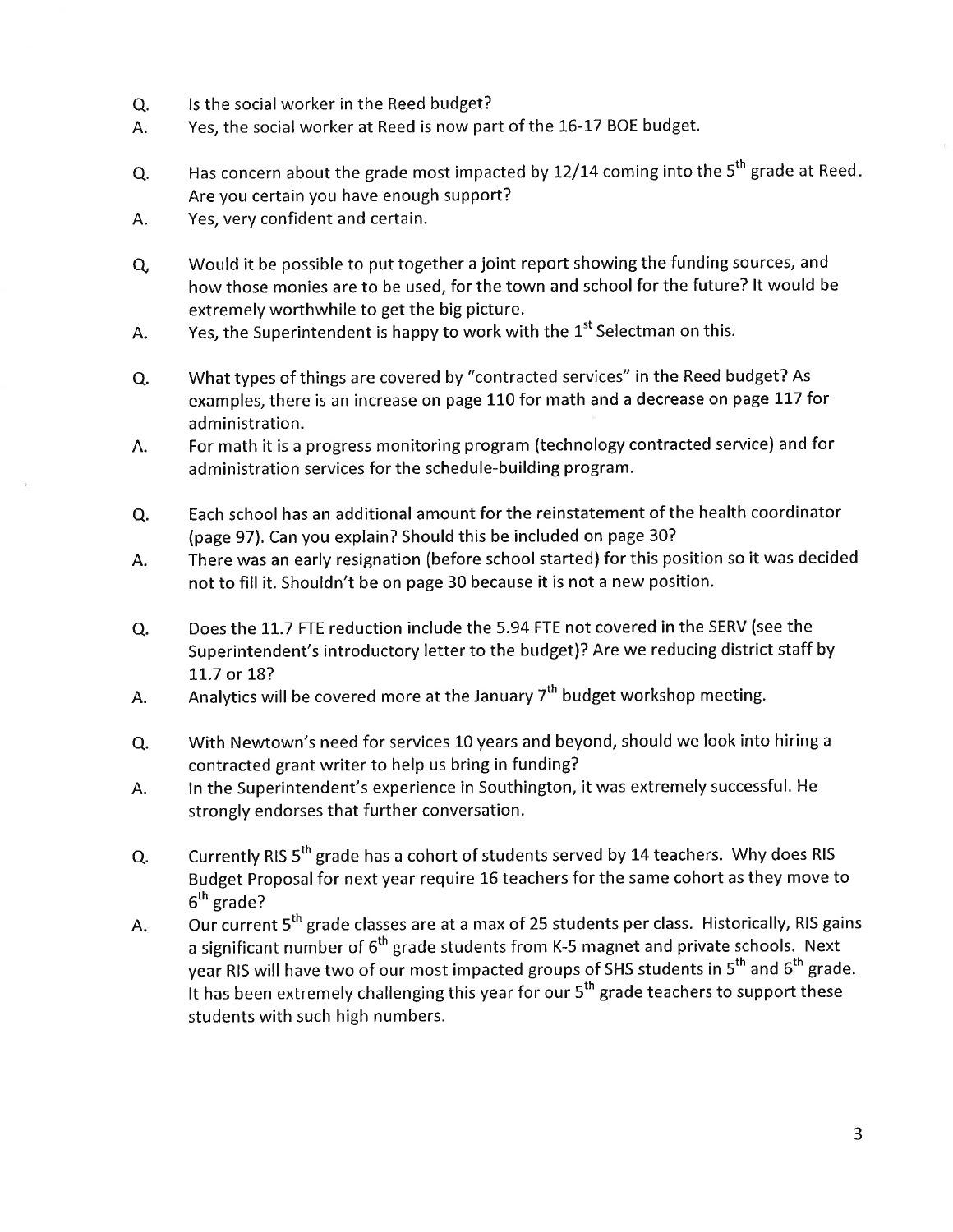Q. Is the social worker in the Reed budget?

A. Yes, the social worker at Reed is now part of the 16-17 BOE budget.

Q. Has concern about the grade most impacted by 12/14 coming into the 5th grade at Reed. Are you certain you have enough support?

A. Yes, very confident and certain.

Q. Would it be possible to put together a joint report showing the funding sources, and how those monies are to be used, for the town and school for the future? It would be extremely worthwhile to get the big picture.

A. Yes, the Superintendent is happy to work with the 1st Selectman on this.

Q. What types of things are covered by "contracted services" in the Reed budget? As examples, there is an increase on page 110 for math and a decrease on page 117 for administration.

A. For math it is a progress monitoring program (technology contracted service) and for administration services for the schedule-building program.

Q. Each school has an additional amount for the reinstatement of the health coordinator (page 97). Can you explain? Should this be included on page 30?

A. There was an early resignation (before school started) for this position so it was decided not to fill it. Shouldn't be on page 30 because it is not a new position.

Q. Does the 11.7 FTE reduction include the 5.94 FTE not covered in the SERV (see the Superintendent's introductory letter to the budget)? Are we reducing district staff by 11.7 or 18?

A. Analytics will be covered more at the January 7th budget workshop meeting.

Q. With Newtown's need for services 10 years and beyond, should we look into hiring a contracted grant writer to help us bring in funding?

A. In the Superintendent's experience in Southington, it was extremely successful. He strongly endorses that further conversation.

Q. Currently RIS 5th grade has a cohort of students served by 14 teachers. Why does RIS Budget Proposal for next year require 16 teachers for the same cohort as they move to 6th grade?

A. Our current 5th grade classes are at a max of 25 students per class. Historically, RIS gains a significant number of 6th grade students from K-5 magnet and private schools. Next year RIS will have two of our most impacted groups of SHS students in 5th and 6th grade. It has been extremely challenging this year for our 5th grade teachers to support these students with such high numbers.